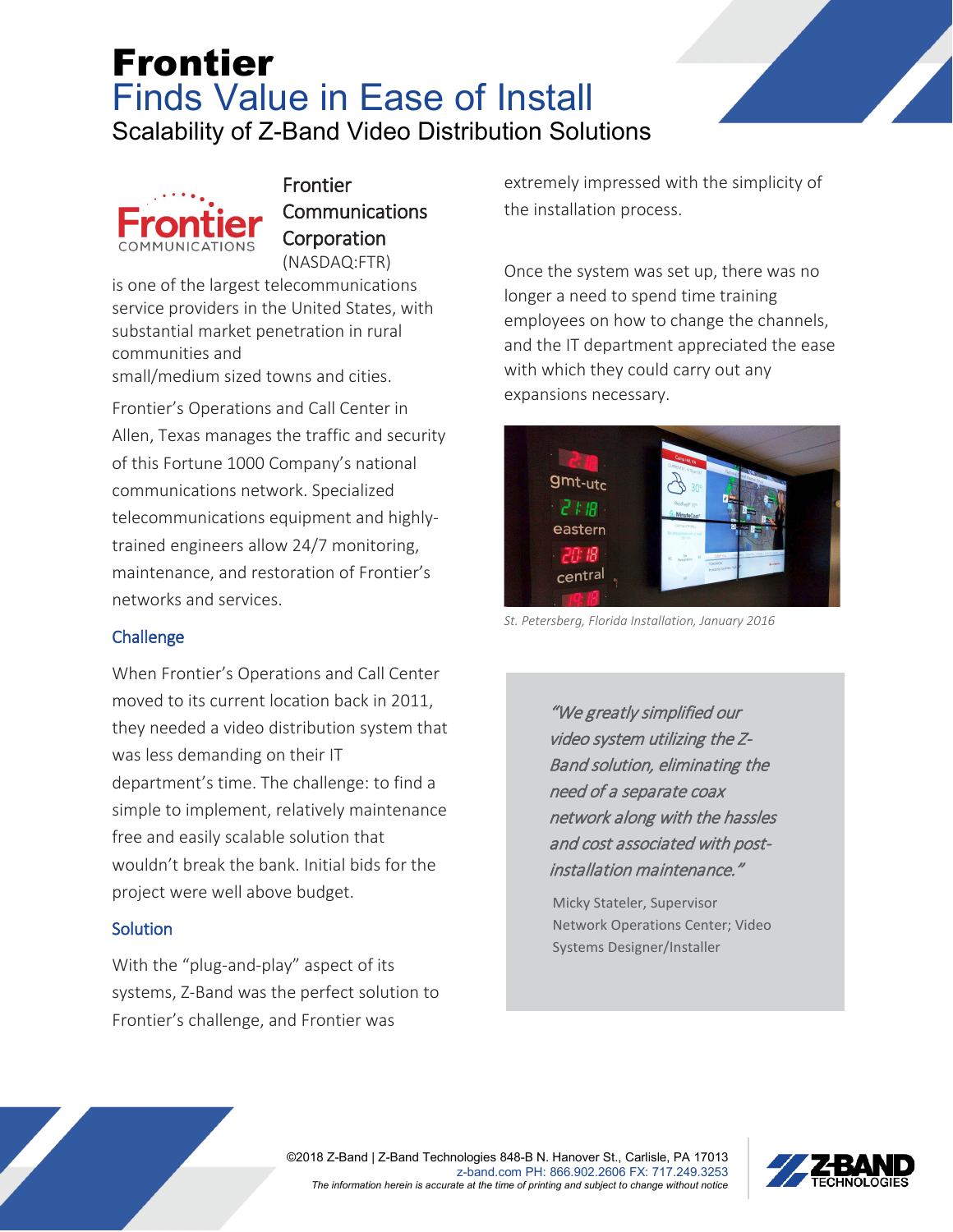# Frontier

## Finds Value in Ease of Install

### Scalability of Z-Band Video Distribution Solutions

**Frontier Communications Corporation** (NASDAQ:FTR) is one of the largest telecommunications service providers in the United States, with substantial market penetration in rural communities and small/medium sized towns and cities.

Frontier's Operations and Call Center in Allen, Texas manages the traffic and security of this Fortune 1000 Company's national communications network. Specialized telecommunications equipment and highly-trained engineers allow 24/7 monitoring, maintenance, and restoration of Frontier's networks and services.

### Challenge

When Frontier's Operations and Call Center moved to its current location back in 2011, they needed a video distribution system that was less demanding on their IT department's time. The challenge: to find a simple to implement, relatively maintenance free and easily scalable solution that wouldn't break the bank. Initial bids for the project were well above budget.

### Solution

With the "plug-and-play" aspect of its systems, Z-Band was the perfect solution to Frontier's challenge, and Frontier was extremely impressed with the simplicity of the installation process.

Once the system was set up, there was no longer a need to spend time training employees on how to change the channels, and the IT department appreciated the ease with which they could carry out any expansions necessary.

*St. Petersberg, Florida Installation, January 2016*

> *"We greatly simplified our video system utilizing the Z-Band solution, eliminating the need of a separate coax network along with the hassles and cost associated with post-installation maintenance."*
>
> Micky Stateler, Supervisor Network Operations Center; Video Systems Designer/Installer

©2018 Z-Band | Z-Band Technologies 848-B N. Hanover St., Carlisle, PA 17013
z-band.com PH: 866.902.2606 FX: 717.249.3253
*The information herein is accurate at the time of printing and subject to change without notice*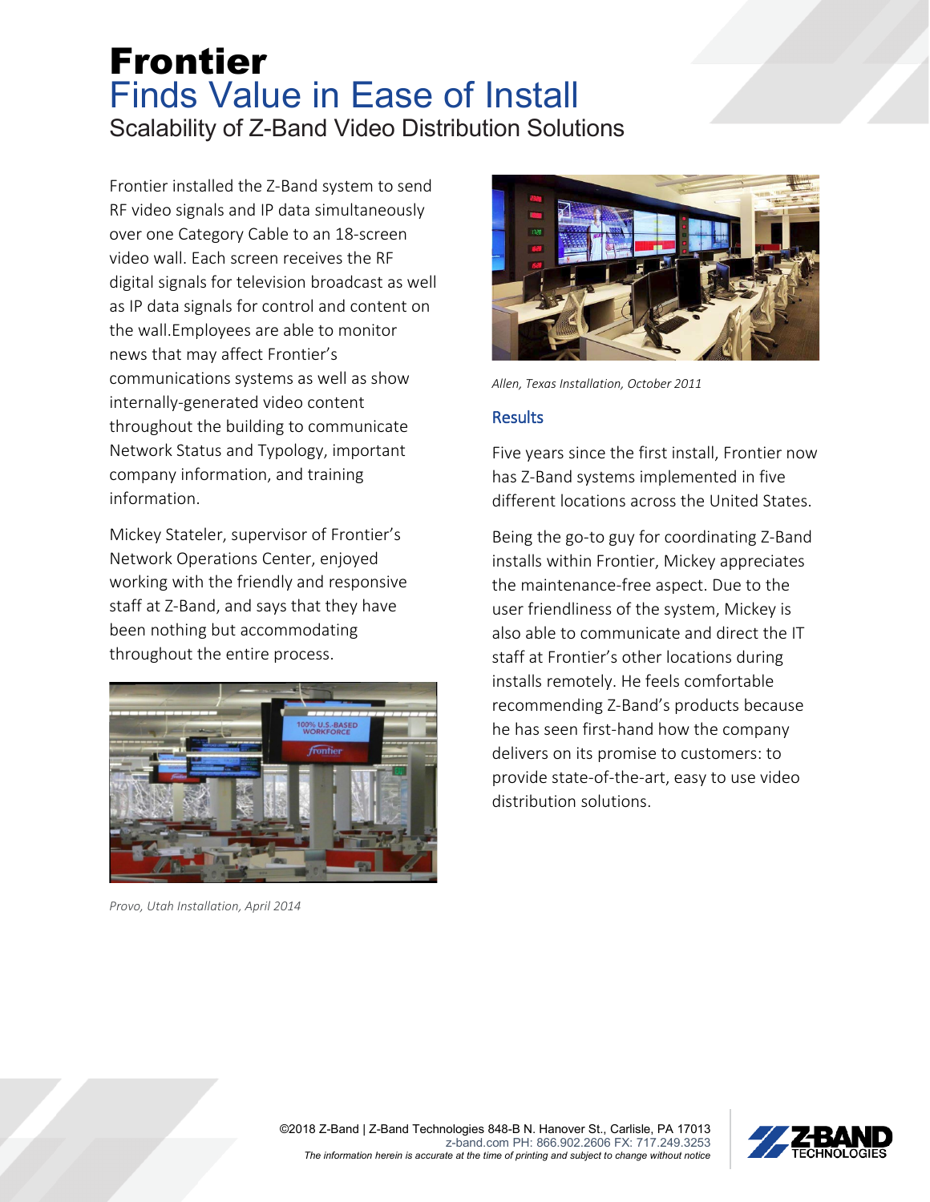# Frontier

## Finds Value in Ease of Install

### Scalability of Z-Band Video Distribution Solutions

Frontier installed the Z-Band system to send RF video signals and IP data simultaneously over one Category Cable to an 18-screen video wall. Each screen receives the RF digital signals for television broadcast as well as IP data signals for control and content on the wall.Employees are able to monitor news that may affect Frontier's communications systems as well as show internally-generated video content throughout the building to communicate Network Status and Typology, important company information, and training information.

Mickey Stateler, supervisor of Frontier's Network Operations Center, enjoyed working with the friendly and responsive staff at Z-Band, and says that they have been nothing but accommodating throughout the entire process.

*Provo, Utah Installation, April 2014*

*Allen, Texas Installation, October 2011*

### Results

Five years since the first install, Frontier now has Z-Band systems implemented in five different locations across the United States.

Being the go-to guy for coordinating Z-Band installs within Frontier, Mickey appreciates the maintenance-free aspect. Due to the user friendliness of the system, Mickey is also able to communicate and direct the IT staff at Frontier's other locations during installs remotely. He feels comfortable recommending Z-Band's products because he has seen first-hand how the company delivers on its promise to customers: to provide state-of-the-art, easy to use video distribution solutions.

©2018 Z-Band | Z-Band Technologies 848-B N. Hanover St., Carlisle, PA 17013
z-band.com PH: 866.902.2606 FX: 717.249.3253
*The information herein is accurate at the time of printing and subject to change without notice*